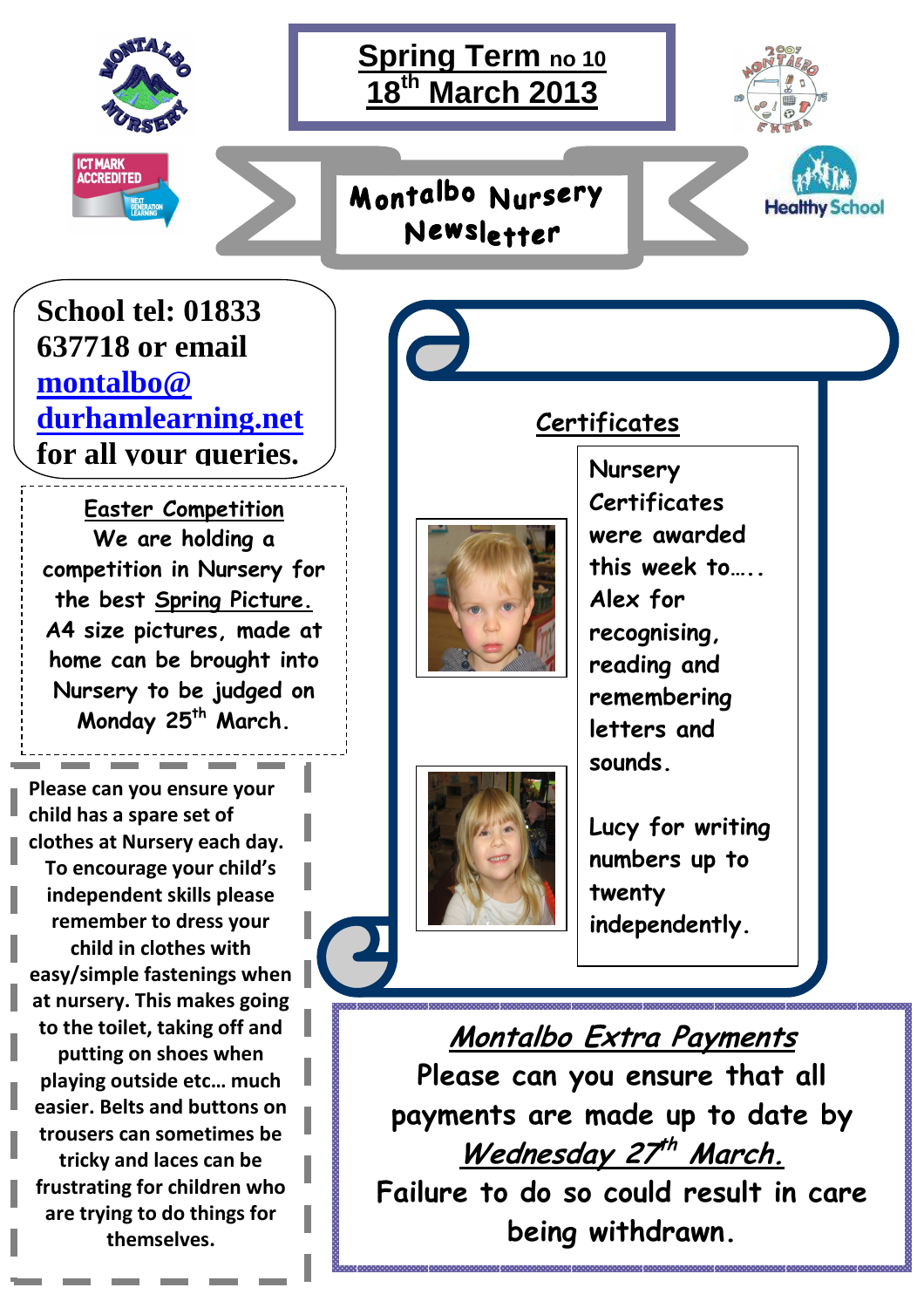# Spring Term no 10
## 18th March 2013

ICT MARK ACCREDITED

# Montalbo Nursery Newsletter

Healthy School

**School tel: 01833 637718 or email [montalbo@durhamlearning.net](mailto:montalbo@durhamlearning.net) for all your queries.**

### Easter Competition

We are holding a competition in Nursery for the best Spring Picture. A4 size pictures, made at home can be brought into Nursery to be judged on Monday 25th March.

Please can you ensure your child has a spare set of clothes at Nursery each day. To encourage your child's independent skills please remember to dress your child in clothes with easy/simple fastenings when at nursery. This makes going to the toilet, taking off and putting on shoes when playing outside etc… much easier. Belts and buttons on trousers can sometimes be tricky and laces can be frustrating for children who are trying to do things for themselves.

### Certificates

Nursery Certificates were awarded this week to….. Alex for recognising, reading and remembering letters and sounds.

Lucy for writing numbers up to twenty independently.

### *Montalbo Extra Payments*

Please can you ensure that all payments are made up to date by *Wednesday 27th March.*

Failure to do so could result in care being withdrawn.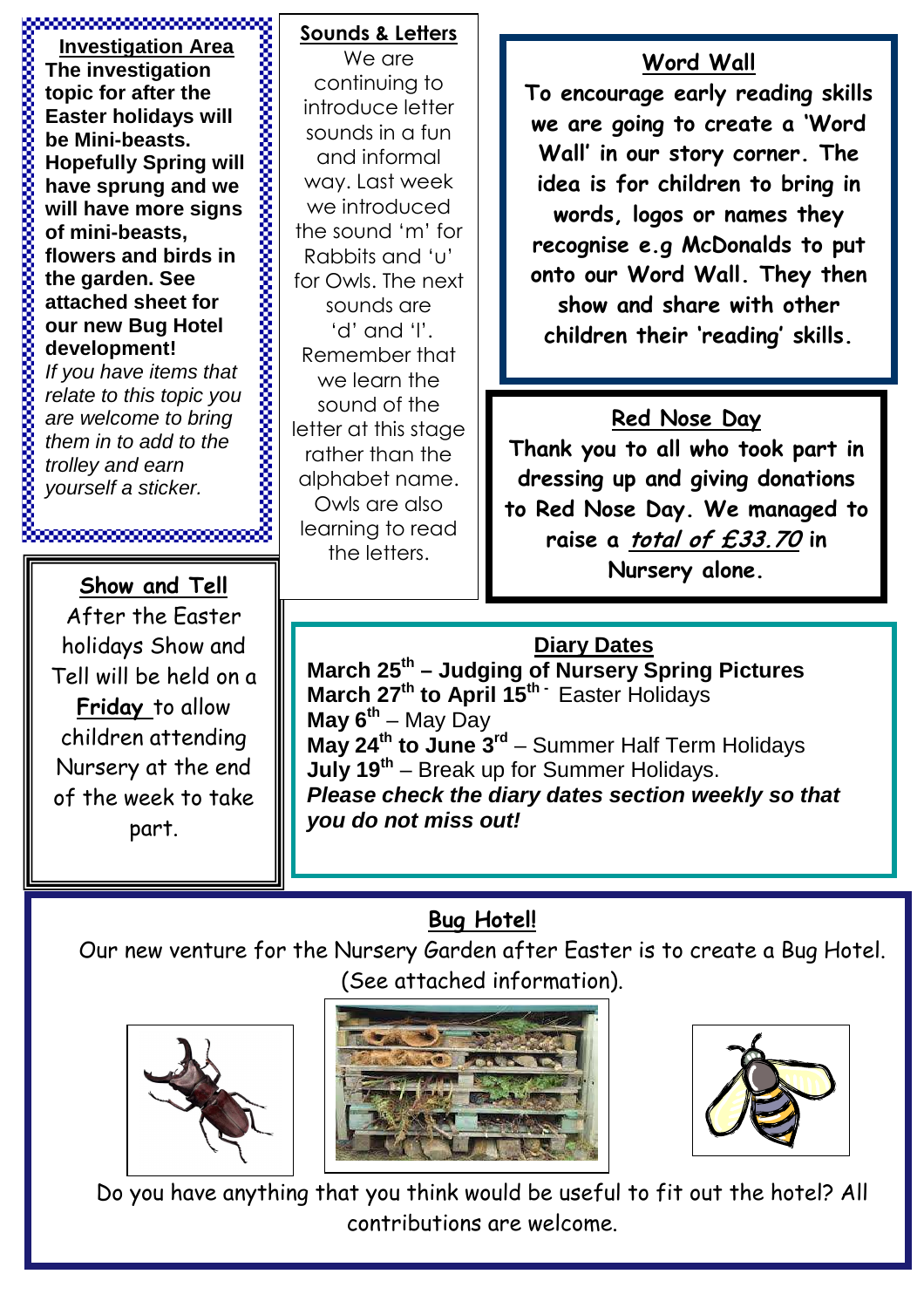## Investigation Area

**The investigation topic for after the Easter holidays will be Mini-beasts. Hopefully Spring will have sprung and we will have more signs of mini-beasts, flowers and birds in the garden. See attached sheet for our new Bug Hotel development!**

*If you have items that relate to this topic you are welcome to bring them in to add to the trolley and earn yourself a sticker.*

## Sounds & Letters

We are continuing to introduce letter sounds in a fun and informal way. Last week we introduced the sound 'm' for Rabbits and 'u' for Owls. The next sounds are 'd' and 'l'. Remember that we learn the sound of the letter at this stage rather than the alphabet name. Owls are also learning to read the letters.

## Word Wall

**To encourage early reading skills we are going to create a 'Word Wall' in our story corner. The idea is for children to bring in words, logos or names they recognise e.g McDonalds to put onto our Word Wall. They then show and share with other children their 'reading' skills.**

## Red Nose Day

**Thank you to all who took part in dressing up and giving donations to Red Nose Day. We managed to raise a *total of £33.70* in Nursery alone.**

## Show and Tell

After the Easter holidays Show and Tell will be held on a **Friday** to allow children attending Nursery at the end of the week to take part.

## Diary Dates

**March 25th – Judging of Nursery Spring Pictures**
**March 27th to April 15th** - Easter Holidays
**May 6th** – May Day
**May 24th to June 3rd** – Summer Half Term Holidays
**July 19th** – Break up for Summer Holidays.

***Please check the diary dates section weekly so that you do not miss out!***

## Bug Hotel!

Our new venture for the Nursery Garden after Easter is to create a Bug Hotel. (See attached information).

Do you have anything that you think would be useful to fit out the hotel? All contributions are welcome.